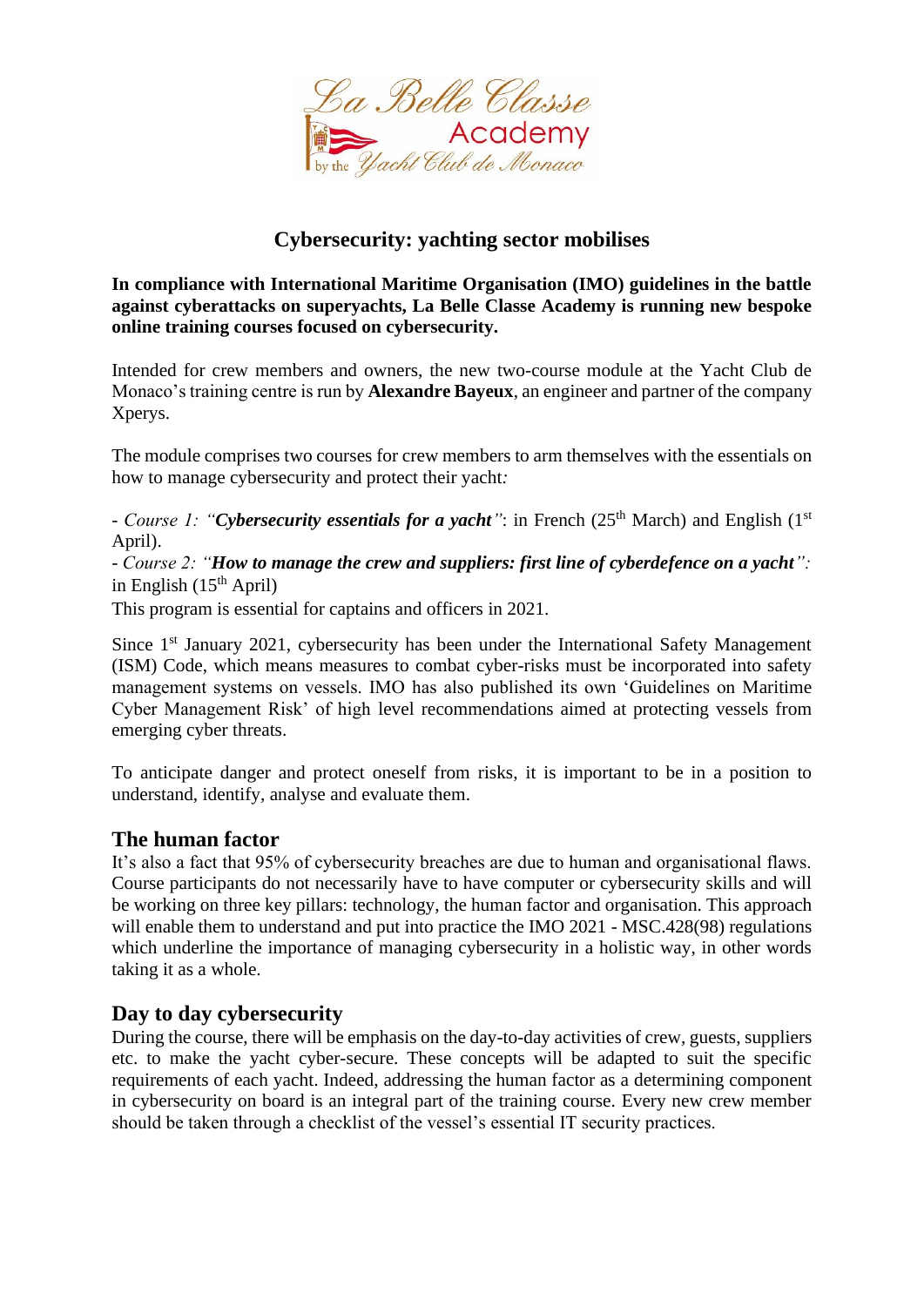# Cybersecurity: yachting sector mobilises

**In compliance with International Maritime Organisation (IMO) guidelines in the battle against cyberattacks on superyachts, La Belle Classe Academy is running new bespoke online training courses focused on cybersecurity.**

Intended for crew members and owners, the new two-course module at the Yacht Club de Monaco's training centre is run by **Alexandre Bayeux**, an engineer and partner of the company Xperys.

The module comprises two courses for crew members to arm themselves with the essentials on how to manage cybersecurity and protect their yacht*:*

- *Course 1: "**Cybersecurity essentials for a yacht**"*: in French (25th March) and English (1st April).
- *Course 2: "**How to manage the crew and suppliers: first line of cyberdefence on a yacht**":* in English (15th April)

This program is essential for captains and officers in 2021.

Since 1st January 2021, cybersecurity has been under the International Safety Management (ISM) Code, which means measures to combat cyber-risks must be incorporated into safety management systems on vessels. IMO has also published its own 'Guidelines on Maritime Cyber Management Risk' of high level recommendations aimed at protecting vessels from emerging cyber threats.

To anticipate danger and protect oneself from risks, it is important to be in a position to understand, identify, analyse and evaluate them.

## The human factor

It's also a fact that 95% of cybersecurity breaches are due to human and organisational flaws. Course participants do not necessarily have to have computer or cybersecurity skills and will be working on three key pillars: technology, the human factor and organisation. This approach will enable them to understand and put into practice the IMO 2021 - MSC.428(98) regulations which underline the importance of managing cybersecurity in a holistic way, in other words taking it as a whole.

## Day to day cybersecurity

During the course, there will be emphasis on the day-to-day activities of crew, guests, suppliers etc. to make the yacht cyber-secure. These concepts will be adapted to suit the specific requirements of each yacht. Indeed, addressing the human factor as a determining component in cybersecurity on board is an integral part of the training course. Every new crew member should be taken through a checklist of the vessel's essential IT security practices.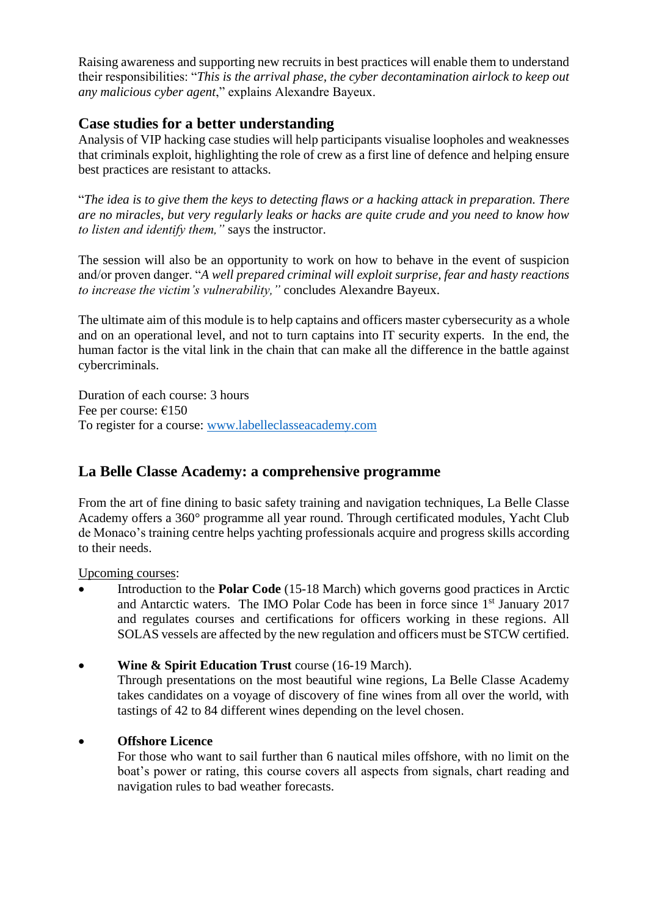Raising awareness and supporting new recruits in best practices will enable them to understand their responsibilities: "*This is the arrival phase, the cyber decontamination airlock to keep out any malicious cyber agent*," explains Alexandre Bayeux.

## Case studies for a better understanding

Analysis of VIP hacking case studies will help participants visualise loopholes and weaknesses that criminals exploit, highlighting the role of crew as a first line of defence and helping ensure best practices are resistant to attacks.

"*The idea is to give them the keys to detecting flaws or a hacking attack in preparation. There are no miracles, but very regularly leaks or hacks are quite crude and you need to know how to listen and identify them,"* says the instructor.

The session will also be an opportunity to work on how to behave in the event of suspicion and/or proven danger. "*A well prepared criminal will exploit surprise, fear and hasty reactions to increase the victim's vulnerability,"* concludes Alexandre Bayeux.

The ultimate aim of this module is to help captains and officers master cybersecurity as a whole and on an operational level, and not to turn captains into IT security experts. In the end, the human factor is the vital link in the chain that can make all the difference in the battle against cybercriminals.

Duration of each course: 3 hours
Fee per course: €150
To register for a course: [www.labelleclasseacademy.com](http://www.labelleclasseacademy.com)

## La Belle Classe Academy: a comprehensive programme

From the art of fine dining to basic safety training and navigation techniques, La Belle Classe Academy offers a 360° programme all year round. Through certificated modules, Yacht Club de Monaco's training centre helps yachting professionals acquire and progress skills according to their needs.

Upcoming courses:

- Introduction to the **Polar Code** (15-18 March) which governs good practices in Arctic and Antarctic waters. The IMO Polar Code has been in force since 1st January 2017 and regulates courses and certifications for officers working in these regions. All SOLAS vessels are affected by the new regulation and officers must be STCW certified.

- **Wine & Spirit Education Trust** course (16-19 March).
  Through presentations on the most beautiful wine regions, La Belle Classe Academy takes candidates on a voyage of discovery of fine wines from all over the world, with tastings of 42 to 84 different wines depending on the level chosen.

- **Offshore Licence**
  For those who want to sail further than 6 nautical miles offshore, with no limit on the boat's power or rating, this course covers all aspects from signals, chart reading and navigation rules to bad weather forecasts.